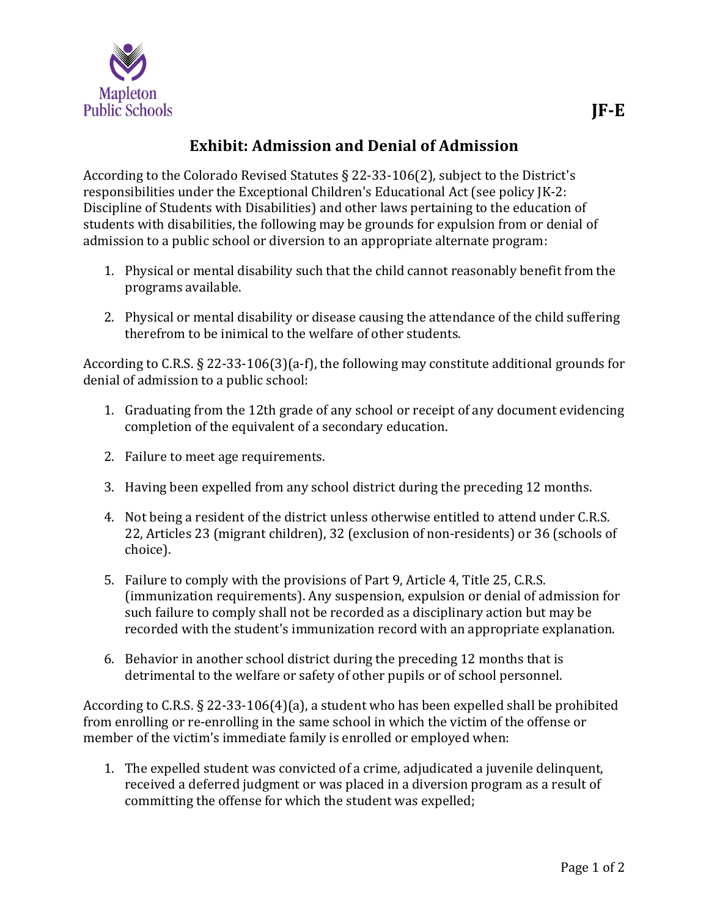Mapleton Public Schools

JF-E

# Exhibit: Admission and Denial of Admission

According to the Colorado Revised Statutes § 22-33-106(2), subject to the District's responsibilities under the Exceptional Children's Educational Act (see policy JK-2: Discipline of Students with Disabilities) and other laws pertaining to the education of students with disabilities, the following may be grounds for expulsion from or denial of admission to a public school or diversion to an appropriate alternate program:

1. Physical or mental disability such that the child cannot reasonably benefit from the programs available.
2. Physical or mental disability or disease causing the attendance of the child suffering therefrom to be inimical to the welfare of other students.

According to C.R.S. § 22-33-106(3)(a-f), the following may constitute additional grounds for denial of admission to a public school:

1. Graduating from the 12th grade of any school or receipt of any document evidencing completion of the equivalent of a secondary education.
2. Failure to meet age requirements.
3. Having been expelled from any school district during the preceding 12 months.
4. Not being a resident of the district unless otherwise entitled to attend under C.R.S. 22, Articles 23 (migrant children), 32 (exclusion of non-residents) or 36 (schools of choice).
5. Failure to comply with the provisions of Part 9, Article 4, Title 25, C.R.S. (immunization requirements). Any suspension, expulsion or denial of admission for such failure to comply shall not be recorded as a disciplinary action but may be recorded with the student's immunization record with an appropriate explanation.
6. Behavior in another school district during the preceding 12 months that is detrimental to the welfare or safety of other pupils or of school personnel.

According to C.R.S. § 22-33-106(4)(a), a student who has been expelled shall be prohibited from enrolling or re-enrolling in the same school in which the victim of the offense or member of the victim's immediate family is enrolled or employed when:

1. The expelled student was convicted of a crime, adjudicated a juvenile delinquent, received a deferred judgment or was placed in a diversion program as a result of committing the offense for which the student was expelled;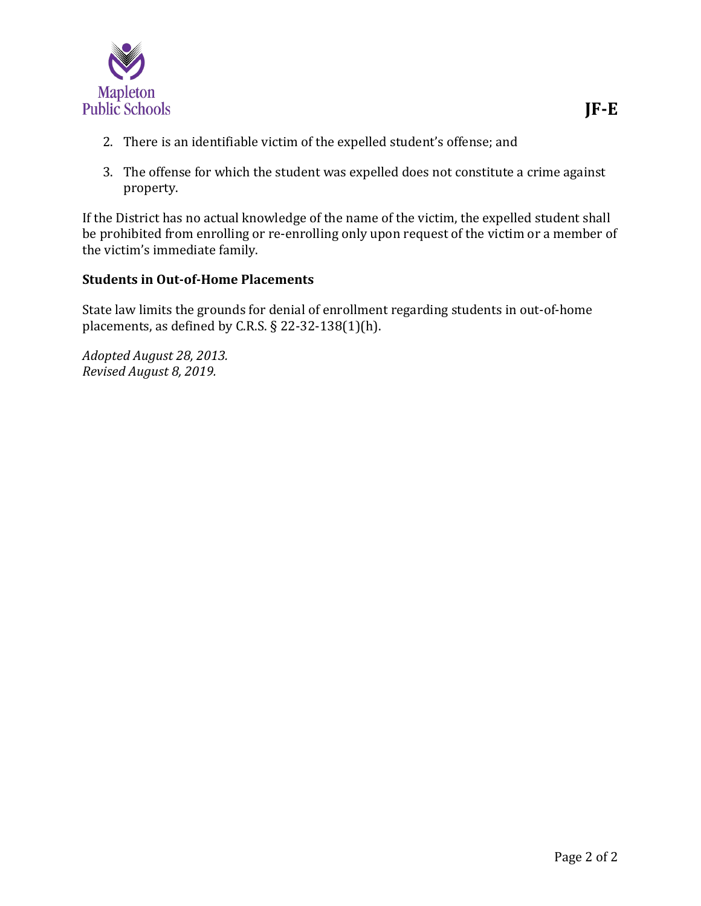2. There is an identifiable victim of the expelled student's offense; and
3. The offense for which the student was expelled does not constitute a crime against property.

If the District has no actual knowledge of the name of the victim, the expelled student shall be prohibited from enrolling or re-enrolling only upon request of the victim or a member of the victim's immediate family.

**Students in Out-of-Home Placements**

State law limits the grounds for denial of enrollment regarding students in out-of-home placements, as defined by C.R.S. § 22-32-138(1)(h).

*Adopted August 28, 2013.*
*Revised August 8, 2019.*